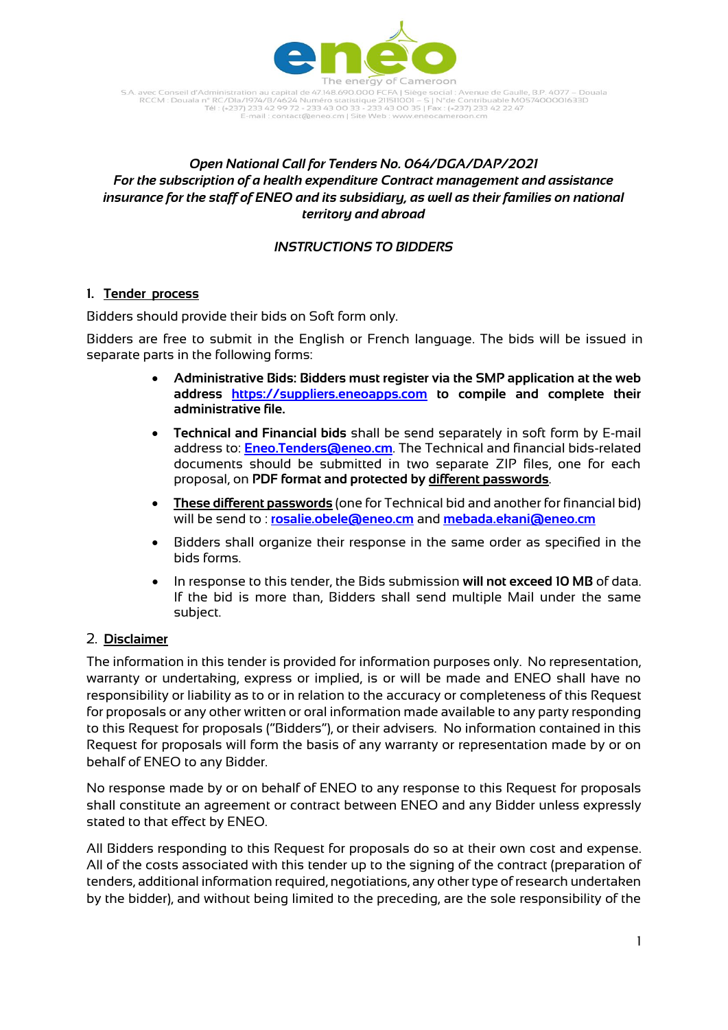The energy of Cameroon

S.A. avec Conseil d'Administration au capital de 47.148.690.000 FCFA | Siège social : Avenue de Gaulle, B.P. 4077 – Douala
RCCM : Douala n° RC/Dla/1974/B/4624 Numéro statistique 211511001 – S | N°de Contribuable M057400001633D
Tél : (+237) 233 42 99 72 - 233 43 00 33 - 233 43 00 35 | Fax : (+237) 233 42 22 47
E-mail : contact@eneo.cm | Site Web : www.eneocameroon.cm

*Open National Call for Tenders No. 064/DGA/DAP/2021*
*For the subscription of a health expenditure Contract management and assistance insurance for the staff of ENEO and its subsidiary, as well as their families on national territory and abroad*

*INSTRUCTIONS TO BIDDERS*

## 1. Tender process

Bidders should provide their bids on Soft form only.

Bidders are free to submit in the English or French language. The bids will be issued in separate parts in the following forms:

- **Administrative Bids: Bidders must register via the SMP application at the web address [https://suppliers.eneoapps.com](https://suppliers.eneoapps.com) to compile and complete their administrative file.**
- **Technical and Financial bids** shall be send separately in soft form by E-mail address to: **Eneo.Tenders@eneo.cm**. The Technical and financial bids-related documents should be submitted in two separate ZIP files, one for each proposal, on **PDF format and protected by different passwords**.
- **These different passwords** (one for Technical bid and another for financial bid) will be send to : **rosalie.obele@eneo.cm** and **mebada.ekani@eneo.cm**
- Bidders shall organize their response in the same order as specified in the bids forms.
- In response to this tender, the Bids submission **will not exceed 10 MB** of data. If the bid is more than, Bidders shall send multiple Mail under the same subject.

## 2. Disclaimer

The information in this tender is provided for information purposes only. No representation, warranty or undertaking, express or implied, is or will be made and ENEO shall have no responsibility or liability as to or in relation to the accuracy or completeness of this Request for proposals or any other written or oral information made available to any party responding to this Request for proposals ("Bidders"), or their advisers. No information contained in this Request for proposals will form the basis of any warranty or representation made by or on behalf of ENEO to any Bidder.

No response made by or on behalf of ENEO to any response to this Request for proposals shall constitute an agreement or contract between ENEO and any Bidder unless expressly stated to that effect by ENEO.

All Bidders responding to this Request for proposals do so at their own cost and expense. All of the costs associated with this tender up to the signing of the contract (preparation of tenders, additional information required, negotiations, any other type of research undertaken by the bidder), and without being limited to the preceding, are the sole responsibility of the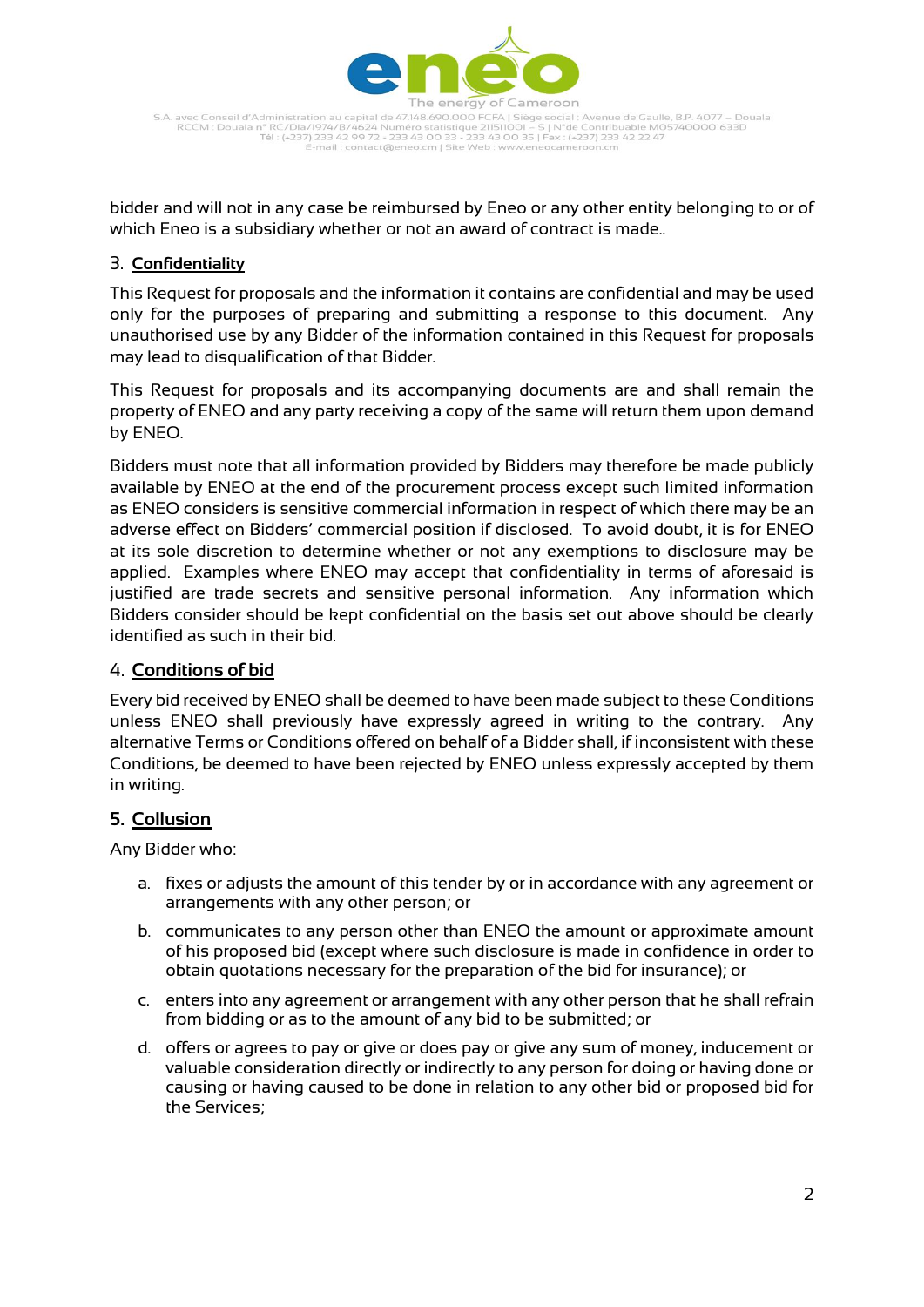bidder and will not in any case be reimbursed by Eneo or any other entity belonging to or of which Eneo is a subsidiary whether or not an award of contract is made..

## 3. Confidentiality

This Request for proposals and the information it contains are confidential and may be used only for the purposes of preparing and submitting a response to this document. Any unauthorised use by any Bidder of the information contained in this Request for proposals may lead to disqualification of that Bidder.

This Request for proposals and its accompanying documents are and shall remain the property of ENEO and any party receiving a copy of the same will return them upon demand by ENEO.

Bidders must note that all information provided by Bidders may therefore be made publicly available by ENEO at the end of the procurement process except such limited information as ENEO considers is sensitive commercial information in respect of which there may be an adverse effect on Bidders' commercial position if disclosed. To avoid doubt, it is for ENEO at its sole discretion to determine whether or not any exemptions to disclosure may be applied. Examples where ENEO may accept that confidentiality in terms of aforesaid is justified are trade secrets and sensitive personal information. Any information which Bidders consider should be kept confidential on the basis set out above should be clearly identified as such in their bid.

## 4. Conditions of bid

Every bid received by ENEO shall be deemed to have been made subject to these Conditions unless ENEO shall previously have expressly agreed in writing to the contrary. Any alternative Terms or Conditions offered on behalf of a Bidder shall, if inconsistent with these Conditions, be deemed to have been rejected by ENEO unless expressly accepted by them in writing.

## 5. Collusion

Any Bidder who:

a. fixes or adjusts the amount of this tender by or in accordance with any agreement or arrangements with any other person; or

b. communicates to any person other than ENEO the amount or approximate amount of his proposed bid (except where such disclosure is made in confidence in order to obtain quotations necessary for the preparation of the bid for insurance); or

c. enters into any agreement or arrangement with any other person that he shall refrain from bidding or as to the amount of any bid to be submitted; or

d. offers or agrees to pay or give or does pay or give any sum of money, inducement or valuable consideration directly or indirectly to any person for doing or having done or causing or having caused to be done in relation to any other bid or proposed bid for the Services;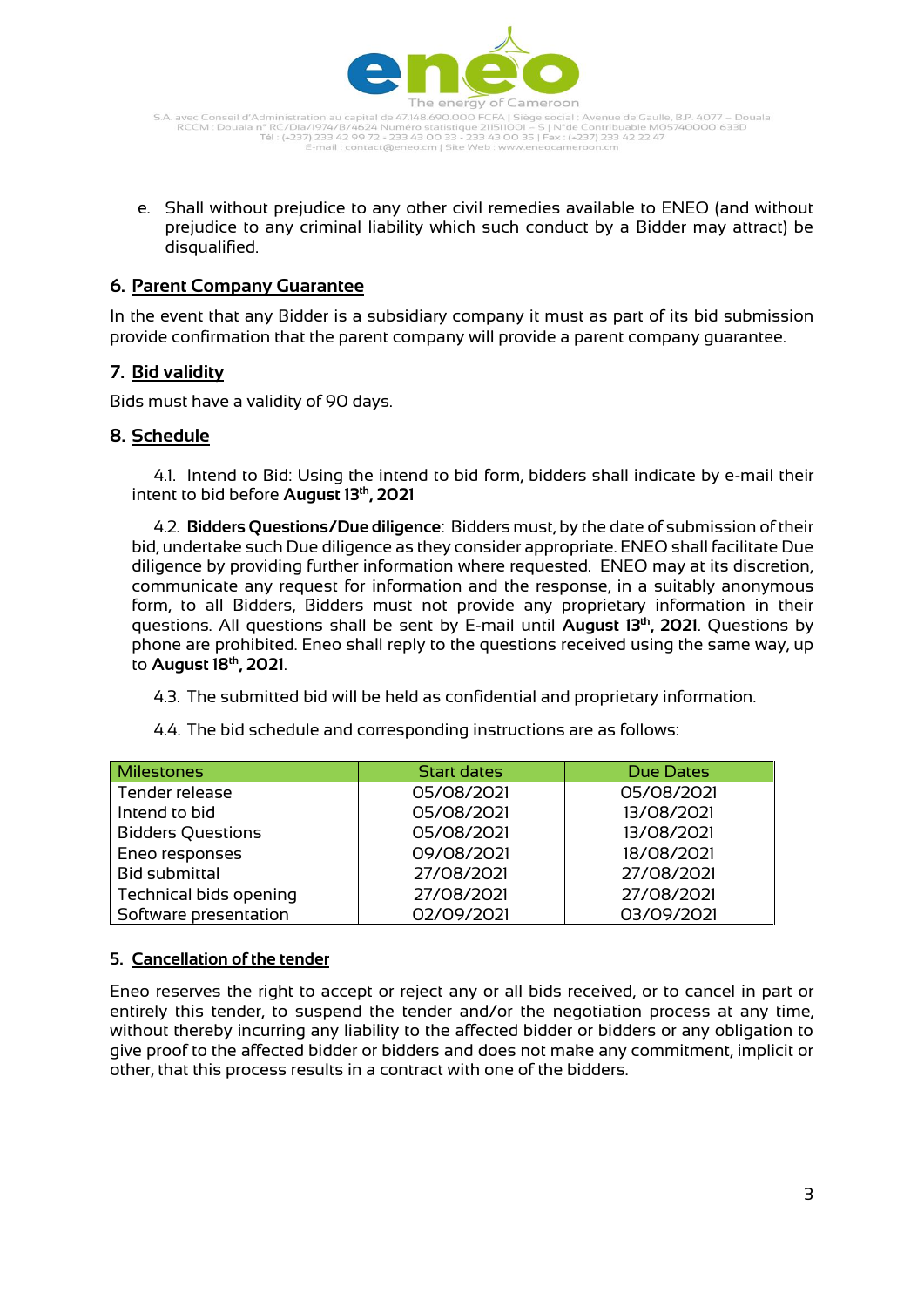e. Shall without prejudice to any other civil remedies available to ENEO (and without prejudice to any criminal liability which such conduct by a Bidder may attract) be disqualified.

## 6. Parent Company Guarantee

In the event that any Bidder is a subsidiary company it must as part of its bid submission provide confirmation that the parent company will provide a parent company guarantee.

## 7. Bid validity

Bids must have a validity of 90 days.

## 8. Schedule

4.1. Intend to Bid: Using the intend to bid form, bidders shall indicate by e-mail their intent to bid before **August 13th, 2021**

4.2. **Bidders Questions/Due diligence**: Bidders must, by the date of submission of their bid, undertake such Due diligence as they consider appropriate. ENEO shall facilitate Due diligence by providing further information where requested. ENEO may at its discretion, communicate any request for information and the response, in a suitably anonymous form, to all Bidders, Bidders must not provide any proprietary information in their questions. All questions shall be sent by E-mail until **August 13th, 2021**. Questions by phone are prohibited. Eneo shall reply to the questions received using the same way, up to **August 18th, 2021**.

4.3. The submitted bid will be held as confidential and proprietary information.

4.4. The bid schedule and corresponding instructions are as follows:

| Milestones | Start dates | Due Dates |
|---|---|---|
| Tender release | 05/08/2021 | 05/08/2021 |
| Intend to bid | 05/08/2021 | 13/08/2021 |
| Bidders Questions | 05/08/2021 | 13/08/2021 |
| Eneo responses | 09/08/2021 | 18/08/2021 |
| Bid submittal | 27/08/2021 | 27/08/2021 |
| Technical bids opening | 27/08/2021 | 27/08/2021 |
| Software presentation | 02/09/2021 | 03/09/2021 |

## 5. Cancellation of the tender

Eneo reserves the right to accept or reject any or all bids received, or to cancel in part or entirely this tender, to suspend the tender and/or the negotiation process at any time, without thereby incurring any liability to the affected bidder or bidders or any obligation to give proof to the affected bidder or bidders and does not make any commitment, implicit or other, that this process results in a contract with one of the bidders.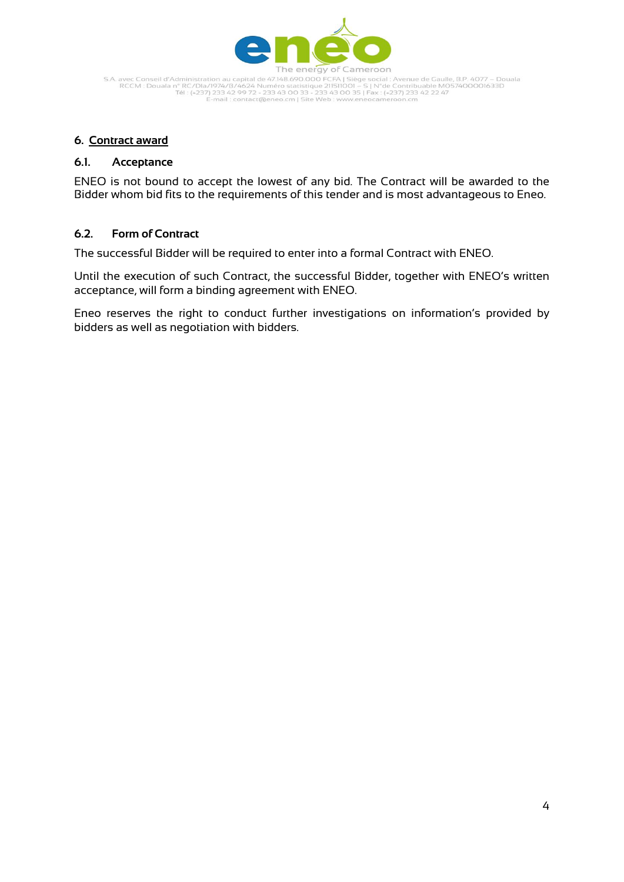## 6. Contract award

### 6.1. Acceptance

ENEO is not bound to accept the lowest of any bid. The Contract will be awarded to the Bidder whom bid fits to the requirements of this tender and is most advantageous to Eneo.

### 6.2. Form of Contract

The successful Bidder will be required to enter into a formal Contract with ENEO.

Until the execution of such Contract, the successful Bidder, together with ENEO's written acceptance, will form a binding agreement with ENEO.

Eneo reserves the right to conduct further investigations on information's provided by bidders as well as negotiation with bidders.